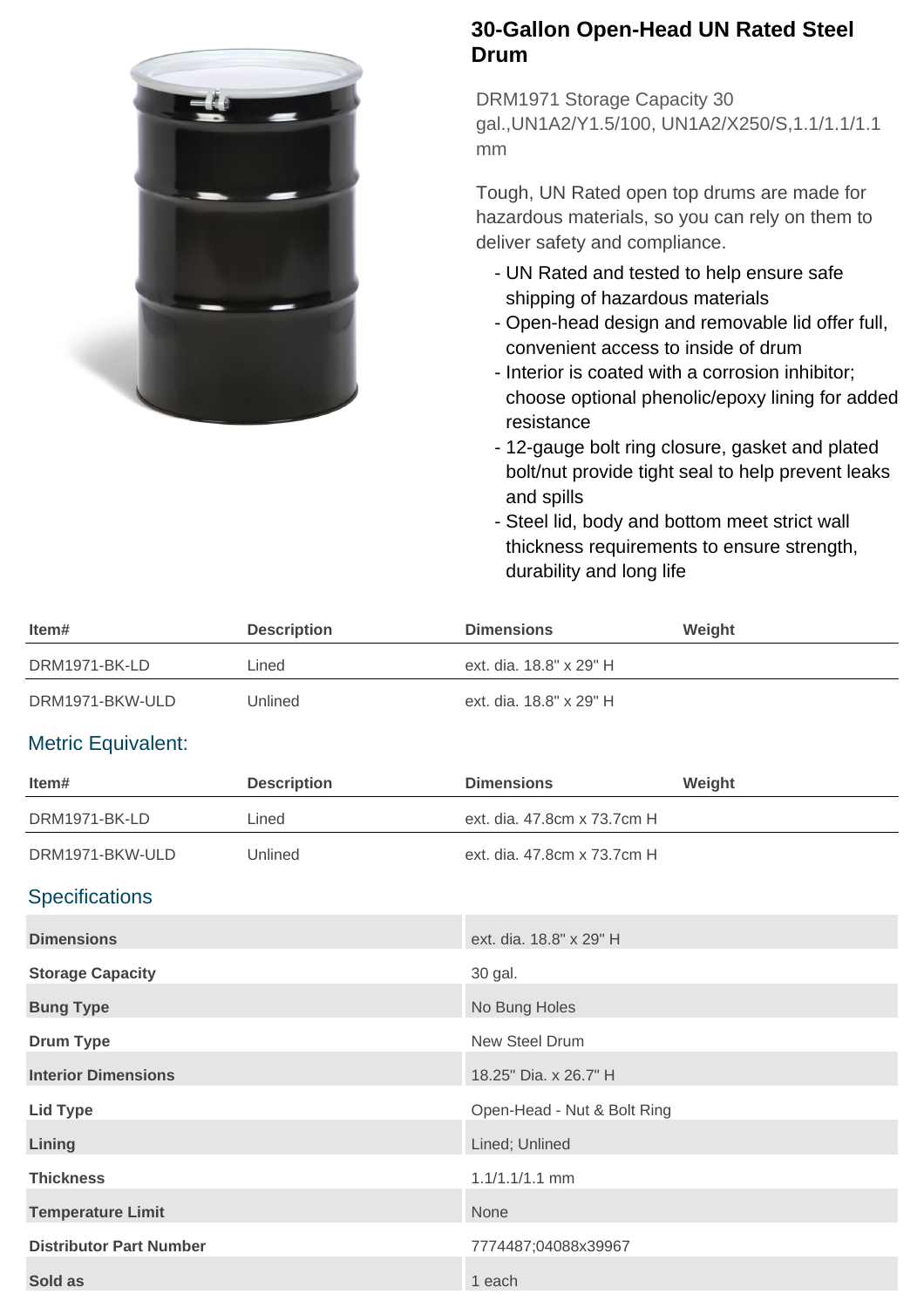# 30-Gallon Open-Head UN Rated Steel Drum

DRM1971 Storage Capacity 30 gal.,UN1A2/Y1.5/100, UN1A2/X250/S,1.1/1.1/1.1 mm

Tough, UN Rated open top drums are made for hazardous materials, so you can rely on them to deliver safety and compliance.

- UN Rated and tested to help ensure safe shipping of hazardous materials
- Open-head design and removable lid offer full, convenient access to inside of drum
- Interior is coated with a corrosion inhibitor; choose optional phenolic/epoxy lining for added resistance
- 12-gauge bolt ring closure, gasket and plated bolt/nut provide tight seal to help prevent leaks and spills
- Steel lid, body and bottom meet strict wall thickness requirements to ensure strength, durability and long life

| Item# | Description | Dimensions | Weight |
|---|---|---|---|
| DRM1971-BK-LD | Lined | ext. dia. 18.8" x 29" H | |
| DRM1971-BKW-ULD | Unlined | ext. dia. 18.8" x 29" H | |

## Metric Equivalent:

| Item# | Description | Dimensions | Weight |
|---|---|---|---|
| DRM1971-BK-LD | Lined | ext. dia. 47.8cm x 73.7cm H | |
| DRM1971-BKW-ULD | Unlined | ext. dia. 47.8cm x 73.7cm H | |

## Specifications

| | |
|---|---|
| **Dimensions** | ext. dia. 18.8" x 29" H |
| **Storage Capacity** | 30 gal. |
| **Bung Type** | No Bung Holes |
| **Drum Type** | New Steel Drum |
| **Interior Dimensions** | 18.25" Dia. x 26.7" H |
| **Lid Type** | Open-Head - Nut & Bolt Ring |
| **Lining** | Lined; Unlined |
| **Thickness** | 1.1/1.1/1.1 mm |
| **Temperature Limit** | None |
| **Distributor Part Number** | 7774487;04088x39967 |
| **Sold as** | 1 each |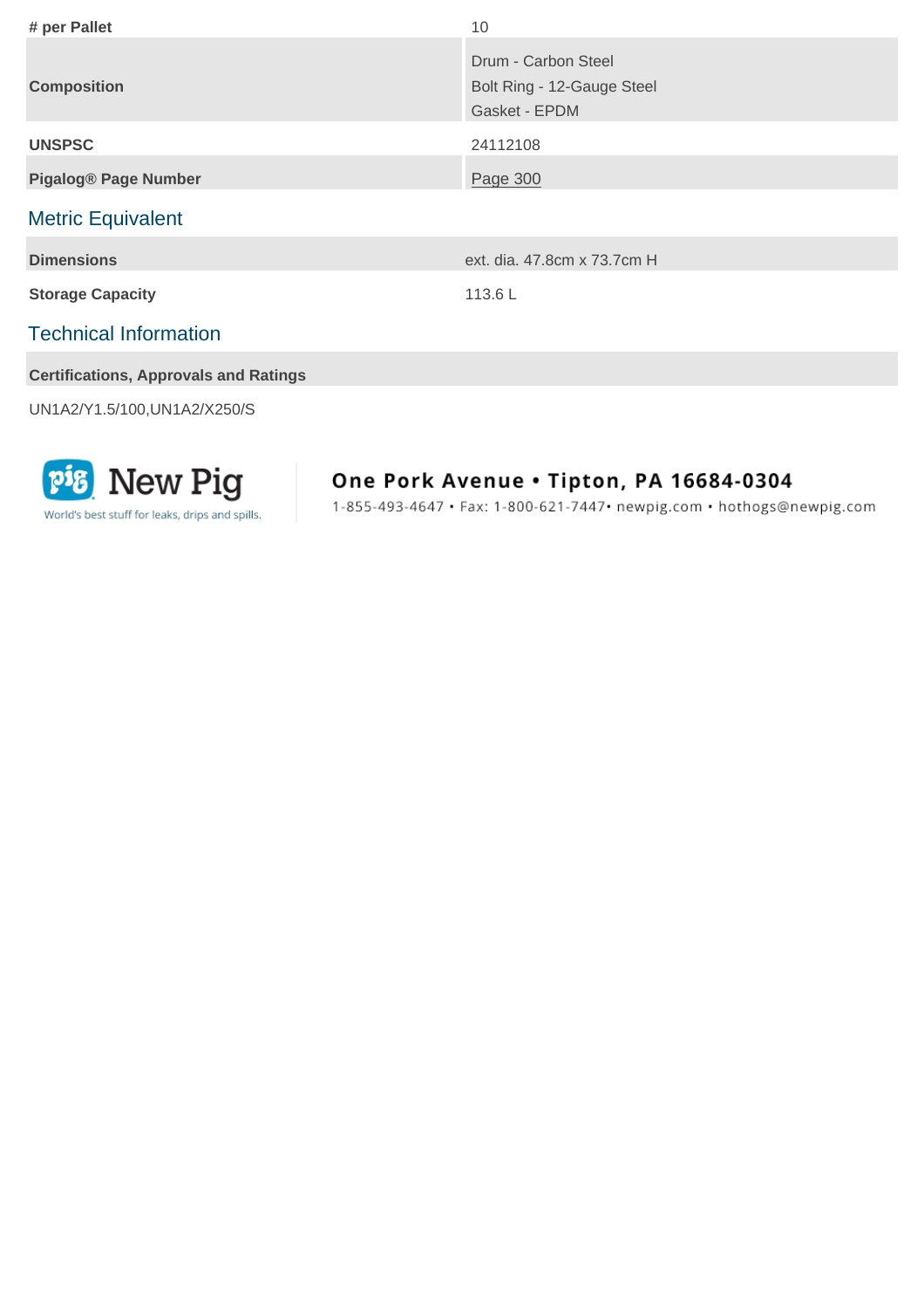| | |
|---|---|
| **# per Pallet** | 10 |
| **Composition** | Drum - Carbon Steel<br>Bolt Ring - 12-Gauge Steel<br>Gasket - EPDM |
| **UNSPSC** | 24112108 |
| **Pigalog® Page Number** | Page 300 |

## Metric Equivalent

| | |
|---|---|
| **Dimensions** | ext. dia. 47.8cm x 73.7cm H |
| **Storage Capacity** | 113.6 L |

## Technical Information

**Certifications, Approvals and Ratings**

UN1A2/Y1.5/100,UN1A2/X250/S

New Pig
World's best stuff for leaks, drips and spills.

One Pork Avenue • Tipton, PA 16684-0304
1-855-493-4647 • Fax: 1-800-621-7447• newpig.com • hothogs@newpig.com